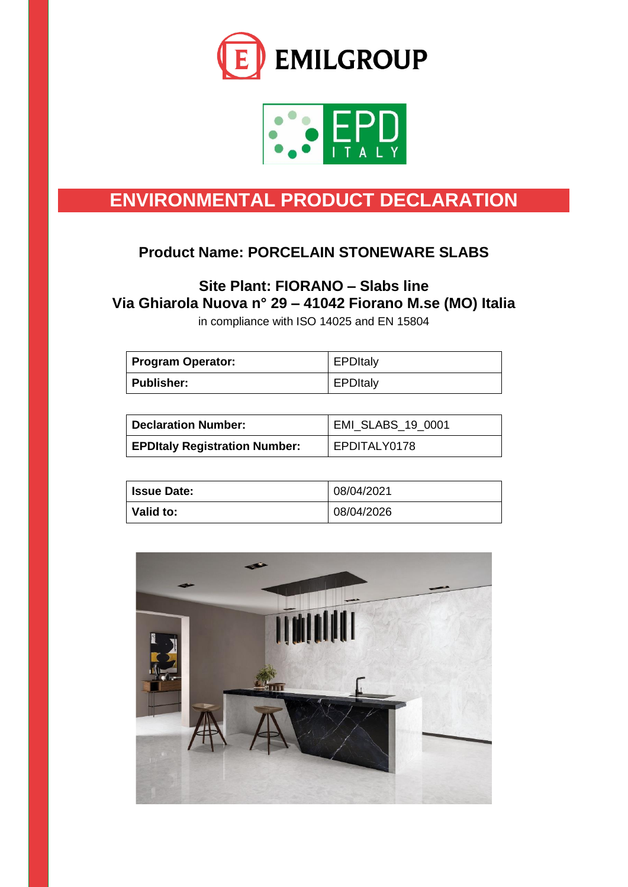EMILGROUP

EPD ITALY

# ENVIRONMENTAL PRODUCT DECLARATION

## Product Name: PORCELAIN STONEWARE SLABS

### Site Plant: FIORANO – Slabs line
### Via Ghiarola Nuova n° 29 – 41042 Fiorano M.se (MO) Italia

in compliance with ISO 14025 and EN 15804

| | |
|---|---|
| **Program Operator:** | EPDItaly |
| **Publisher:** | EPDItaly |

| | |
|---|---|
| **Declaration Number:** | EMI_SLABS_19_0001 |
| **EPDItaly Registration Number:** | EPDITALY0178 |

| | |
|---|---|
| **Issue Date:** | 08/04/2021 |
| **Valid to:** | 08/04/2026 |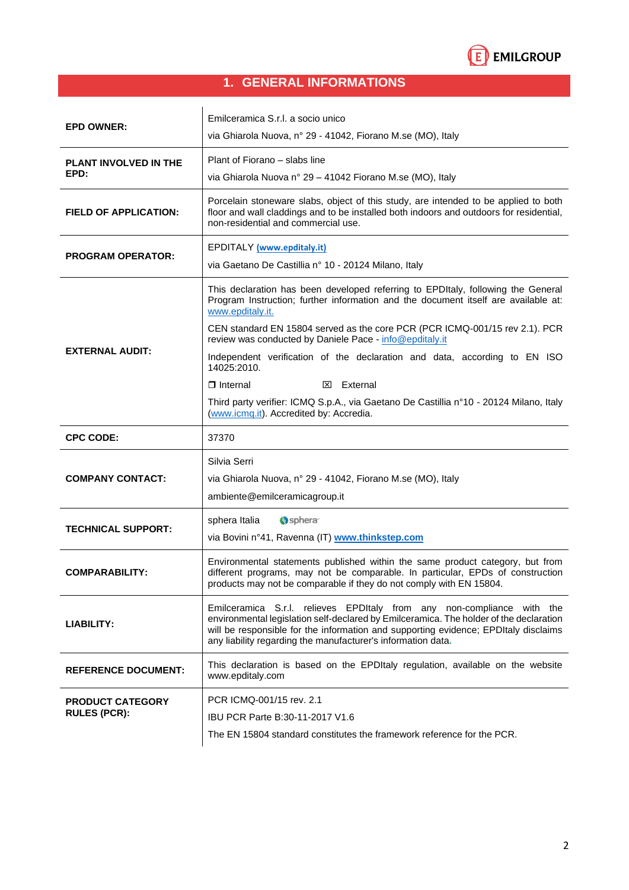# 1. GENERAL INFORMATIONS

| | |
|---|---|
| **EPD OWNER:** | Emilceramica S.r.l. a socio unico<br>via Ghiarola Nuova, n° 29 - 41042, Fiorano M.se (MO), Italy |
| **PLANT INVOLVED IN THE EPD:** | Plant of Fiorano – slabs line<br>via Ghiarola Nuova n° 29 – 41042 Fiorano M.se (MO), Italy |
| **FIELD OF APPLICATION:** | Porcelain stoneware slabs, object of this study, are intended to be applied to both floor and wall claddings and to be installed both indoors and outdoors for residential, non-residential and commercial use. |
| **PROGRAM OPERATOR:** | EPDITALY **(www.epditaly.it)**<br>via Gaetano De Castillia n° 10 - 20124 Milano, Italy |
| **EXTERNAL AUDIT:** | This declaration has been developed referring to EPDItaly, following the General Program Instruction; further information and the document itself are available at: www.epditaly.it.<br>CEN standard EN 15804 served as the core PCR (PCR ICMQ-001/15 rev 2.1). PCR review was conducted by Daniele Pace - info@epditaly.it<br>Independent verification of the declaration and data, according to EN ISO 14025:2010.<br>❐ Internal ☒ External<br>Third party verifier: ICMQ S.p.A., via Gaetano De Castillia n°10 - 20124 Milano, Italy (www.icmq.it). Accredited by: Accredia. |
| **CPC CODE:** | 37370 |
| **COMPANY CONTACT:** | Silvia Serri<br>via Ghiarola Nuova, n° 29 - 41042, Fiorano M.se (MO), Italy<br>ambiente@emilceramicagroup.it |
| **TECHNICAL SUPPORT:** | sphera Italia<br>via Bovini n°41, Ravenna (IT) **www.thinkstep.com** |
| **COMPARABILITY:** | Environmental statements published within the same product category, but from different programs, may not be comparable. In particular, EPDs of construction products may not be comparable if they do not comply with EN 15804. |
| **LIABILITY:** | Emilceramica S.r.l. relieves EPDItaly from any non-compliance with the environmental legislation self-declared by Emilceramica. The holder of the declaration will be responsible for the information and supporting evidence; EPDItaly disclaims any liability regarding the manufacturer's information data. |
| **REFERENCE DOCUMENT:** | This declaration is based on the EPDItaly regulation, available on the website www.epditaly.com |
| **PRODUCT CATEGORY RULES (PCR):** | PCR ICMQ-001/15 rev. 2.1<br>IBU PCR Parte B:30-11-2017 V1.6<br>The EN 15804 standard constitutes the framework reference for the PCR. |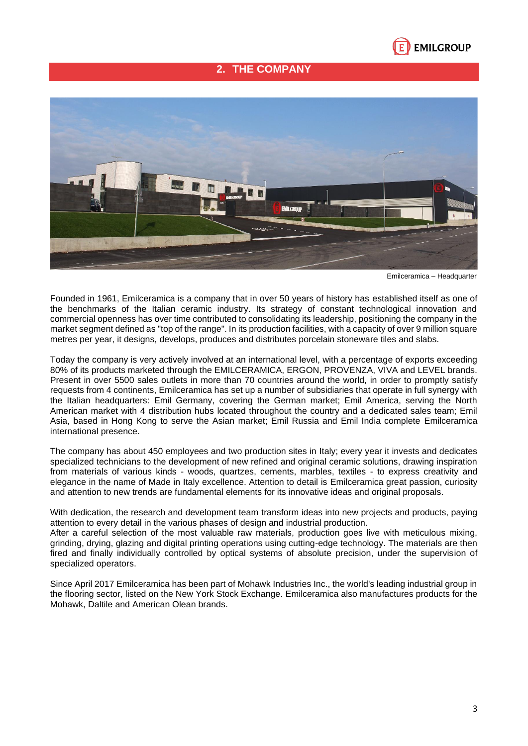## 2. THE COMPANY

Emilceramica – Headquarter

Founded in 1961, Emilceramica is a company that in over 50 years of history has established itself as one of the benchmarks of the Italian ceramic industry. Its strategy of constant technological innovation and commercial openness has over time contributed to consolidating its leadership, positioning the company in the market segment defined as "top of the range". In its production facilities, with a capacity of over 9 million square metres per year, it designs, develops, produces and distributes porcelain stoneware tiles and slabs.

Today the company is very actively involved at an international level, with a percentage of exports exceeding 80% of its products marketed through the EMILCERAMICA, ERGON, PROVENZA, VIVA and LEVEL brands. Present in over 5500 sales outlets in more than 70 countries around the world, in order to promptly satisfy requests from 4 continents, Emilceramica has set up a number of subsidiaries that operate in full synergy with the Italian headquarters: Emil Germany, covering the German market; Emil America, serving the North American market with 4 distribution hubs located throughout the country and a dedicated sales team; Emil Asia, based in Hong Kong to serve the Asian market; Emil Russia and Emil India complete Emilceramica international presence.

The company has about 450 employees and two production sites in Italy; every year it invests and dedicates specialized technicians to the development of new refined and original ceramic solutions, drawing inspiration from materials of various kinds - woods, quartzes, cements, marbles, textiles - to express creativity and elegance in the name of Made in Italy excellence. Attention to detail is Emilceramica great passion, curiosity and attention to new trends are fundamental elements for its innovative ideas and original proposals.

With dedication, the research and development team transform ideas into new projects and products, paying attention to every detail in the various phases of design and industrial production.
After a careful selection of the most valuable raw materials, production goes live with meticulous mixing, grinding, drying, glazing and digital printing operations using cutting-edge technology. The materials are then fired and finally individually controlled by optical systems of absolute precision, under the supervision of specialized operators.

Since April 2017 Emilceramica has been part of Mohawk Industries Inc., the world's leading industrial group in the flooring sector, listed on the New York Stock Exchange. Emilceramica also manufactures products for the Mohawk, Daltile and American Olean brands.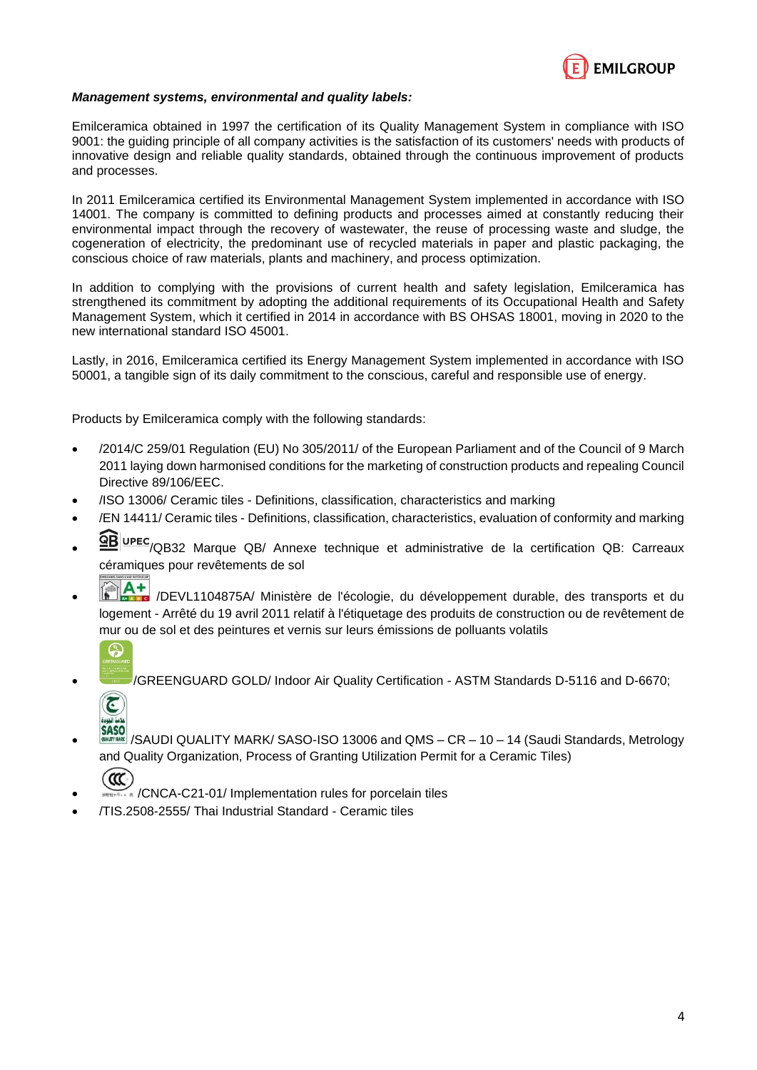***Management systems, environmental and quality labels:***

Emilceramica obtained in 1997 the certification of its Quality Management System in compliance with ISO 9001: the guiding principle of all company activities is the satisfaction of its customers' needs with products of innovative design and reliable quality standards, obtained through the continuous improvement of products and processes.

In 2011 Emilceramica certified its Environmental Management System implemented in accordance with ISO 14001. The company is committed to defining products and processes aimed at constantly reducing their environmental impact through the recovery of wastewater, the reuse of processing waste and sludge, the cogeneration of electricity, the predominant use of recycled materials in paper and plastic packaging, the conscious choice of raw materials, plants and machinery, and process optimization.

In addition to complying with the provisions of current health and safety legislation, Emilceramica has strengthened its commitment by adopting the additional requirements of its Occupational Health and Safety Management System, which it certified in 2014 in accordance with BS OHSAS 18001, moving in 2020 to the new international standard ISO 45001.

Lastly, in 2016, Emilceramica certified its Energy Management System implemented in accordance with ISO 50001, a tangible sign of its daily commitment to the conscious, careful and responsible use of energy.

Products by Emilceramica comply with the following standards:

- /2014/C 259/01 Regulation (EU) No 305/2011/ of the European Parliament and of the Council of 9 March 2011 laying down harmonised conditions for the marketing of construction products and repealing Council Directive 89/106/EEC.
- /ISO 13006/ Ceramic tiles - Definitions, classification, characteristics and marking
- /EN 14411/ Ceramic tiles - Definitions, classification, characteristics, evaluation of conformity and marking
- QB UPEC/QB32 Marque QB/ Annexe technique et administrative de la certification QB: Carreaux céramiques pour revêtements de sol
- /DEVL1104875A/ Ministère de l'écologie, du développement durable, des transports et du logement - Arrêté du 19 avril 2011 relatif à l'étiquetage des produits de construction ou de revêtement de mur ou de sol et des peintures et vernis sur leurs émissions de polluants volatils
- /GREENGUARD GOLD/ Indoor Air Quality Certification - ASTM Standards D-5116 and D-6670;
- /SAUDI QUALITY MARK/ SASO-ISO 13006 and QMS – CR – 10 – 14 (Saudi Standards, Metrology and Quality Organization, Process of Granting Utilization Permit for a Ceramic Tiles)
- /CNCA-C21-01/ Implementation rules for porcelain tiles
- /TIS.2508-2555/ Thai Industrial Standard - Ceramic tiles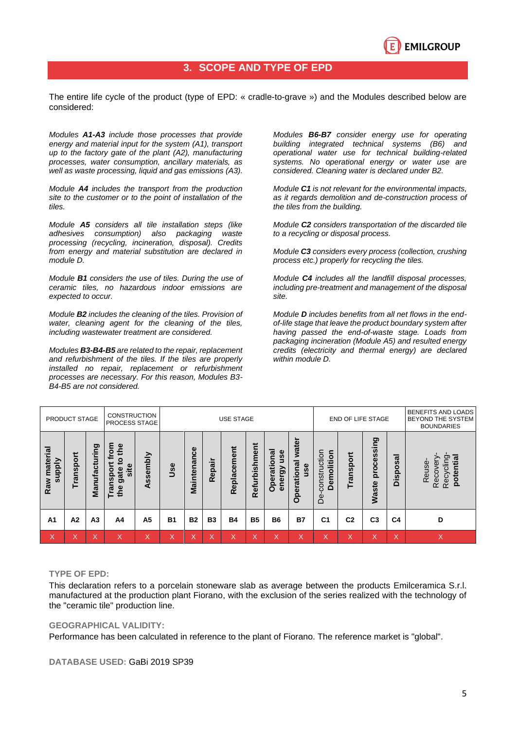## 3. SCOPE AND TYPE OF EPD

The entire life cycle of the product (type of EPD: « cradle-to-grave ») and the Modules described below are considered:

*Modules **A1-A3** include those processes that provide energy and material input for the system (A1), transport up to the factory gate of the plant (A2), manufacturing processes, water consumption, ancillary materials, as well as waste processing, liquid and gas emissions (A3).*

*Module **A4** includes the transport from the production site to the customer or to the point of installation of the tiles.*

*Module **A5** considers all tile installation steps (like adhesives consumption) also packaging waste processing (recycling, incineration, disposal). Credits from energy and material substitution are declared in module D.*

*Module **B1** considers the use of tiles. During the use of ceramic tiles, no hazardous indoor emissions are expected to occur.*

*Module **B2** includes the cleaning of the tiles. Provision of water, cleaning agent for the cleaning of the tiles, including wastewater treatment are considered.*

*Modules **B3-B4-B5** are related to the repair, replacement and refurbishment of the tiles. If the tiles are properly installed no repair, replacement or refurbishment processes are necessary. For this reason, Modules B3-B4-B5 are not considered.*

*Modules **B6-B7** consider energy use for operating building integrated technical systems (B6) and operational water use for technical building-related systems. No operational energy or water use are considered. Cleaning water is declared under B2.*

*Module **C1** is not relevant for the environmental impacts, as it regards demolition and de-construction process of the tiles from the building.*

*Module **C2** considers transportation of the discarded tile to a recycling or disposal process.*

*Module **C3** considers every process (collection, crushing process etc.) properly for recycling the tiles.*

*Module **C4** includes all the landfill disposal processes, including pre-treatment and management of the disposal site.*

*Module **D** includes benefits from all net flows in the end-of-life stage that leave the product boundary system after having passed the end-of-waste stage. Loads from packaging incineration (Module A5) and resulted energy credits (electricity and thermal energy) are declared within module D.*

| PRODUCT STAGE | | | CONSTRUCTION PROCESS STAGE | | USE STAGE | | | | | | | END OF LIFE STAGE | | | | BENEFITS AND LOADS BEYOND THE SYSTEM BOUNDARIES |
|---|---|---|---|---|---|---|---|---|---|---|---|---|---|---|---|---|
| Raw material supply | Transport | Manufacturing | Transport from the gate to the site | Assembly | Use | Maintenance | Repair | Replacement | Refurbishment | Operational energy use | Operational water use | De-construction Demolition | Transport | Waste processing | Disposal | Reuse-Recovery-Recycling-potential |
| A1 | A2 | A3 | A4 | A5 | B1 | B2 | B3 | B4 | B5 | B6 | B7 | C1 | C2 | C3 | C4 | D |
| X | X | X | X | X | X | X | X | X | X | X | X | X | X | X | X | X |

**TYPE OF EPD:**

This declaration refers to a porcelain stoneware slab as average between the products Emilceramica S.r.l. manufactured at the production plant Fiorano, with the exclusion of the series realized with the technology of the "ceramic tile" production line.

**GEOGRAPHICAL VALIDITY:**

Performance has been calculated in reference to the plant of Fiorano. The reference market is "global".

**DATABASE USED:** GaBi 2019 SP39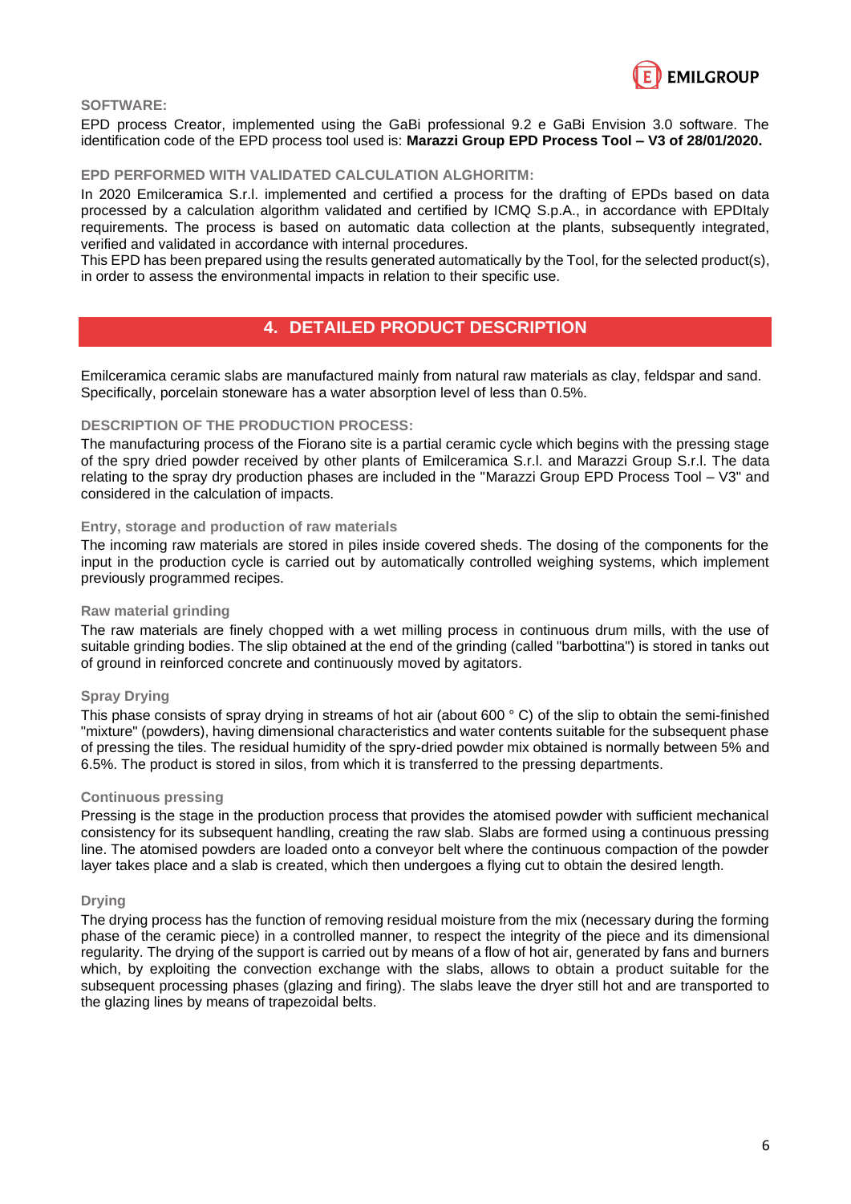**SOFTWARE:**

EPD process Creator, implemented using the GaBi professional 9.2 e GaBi Envision 3.0 software. The identification code of the EPD process tool used is: **Marazzi Group EPD Process Tool – V3 of 28/01/2020.**

**EPD PERFORMED WITH VALIDATED CALCULATION ALGHORITM:**

In 2020 Emilceramica S.r.l. implemented and certified a process for the drafting of EPDs based on data processed by a calculation algorithm validated and certified by ICMQ S.p.A., in accordance with EPDItaly requirements. The process is based on automatic data collection at the plants, subsequently integrated, verified and validated in accordance with internal procedures.
This EPD has been prepared using the results generated automatically by the Tool, for the selected product(s), in order to assess the environmental impacts in relation to their specific use.

## 4. DETAILED PRODUCT DESCRIPTION

Emilceramica ceramic slabs are manufactured mainly from natural raw materials as clay, feldspar and sand. Specifically, porcelain stoneware has a water absorption level of less than 0.5%.

**DESCRIPTION OF THE PRODUCTION PROCESS:**

The manufacturing process of the Fiorano site is a partial ceramic cycle which begins with the pressing stage of the spry dried powder received by other plants of Emilceramica S.r.l. and Marazzi Group S.r.l. The data relating to the spray dry production phases are included in the "Marazzi Group EPD Process Tool – V3" and considered in the calculation of impacts.

**Entry, storage and production of raw materials**

The incoming raw materials are stored in piles inside covered sheds. The dosing of the components for the input in the production cycle is carried out by automatically controlled weighing systems, which implement previously programmed recipes.

**Raw material grinding**

The raw materials are finely chopped with a wet milling process in continuous drum mills, with the use of suitable grinding bodies. The slip obtained at the end of the grinding (called "barbottina") is stored in tanks out of ground in reinforced concrete and continuously moved by agitators.

**Spray Drying**

This phase consists of spray drying in streams of hot air (about 600 ° C) of the slip to obtain the semi-finished "mixture" (powders), having dimensional characteristics and water contents suitable for the subsequent phase of pressing the tiles. The residual humidity of the spry-dried powder mix obtained is normally between 5% and 6.5%. The product is stored in silos, from which it is transferred to the pressing departments.

**Continuous pressing**

Pressing is the stage in the production process that provides the atomised powder with sufficient mechanical consistency for its subsequent handling, creating the raw slab. Slabs are formed using a continuous pressing line. The atomised powders are loaded onto a conveyor belt where the continuous compaction of the powder layer takes place and a slab is created, which then undergoes a flying cut to obtain the desired length.

**Drying**

The drying process has the function of removing residual moisture from the mix (necessary during the forming phase of the ceramic piece) in a controlled manner, to respect the integrity of the piece and its dimensional regularity. The drying of the support is carried out by means of a flow of hot air, generated by fans and burners which, by exploiting the convection exchange with the slabs, allows to obtain a product suitable for the subsequent processing phases (glazing and firing). The slabs leave the dryer still hot and are transported to the glazing lines by means of trapezoidal belts.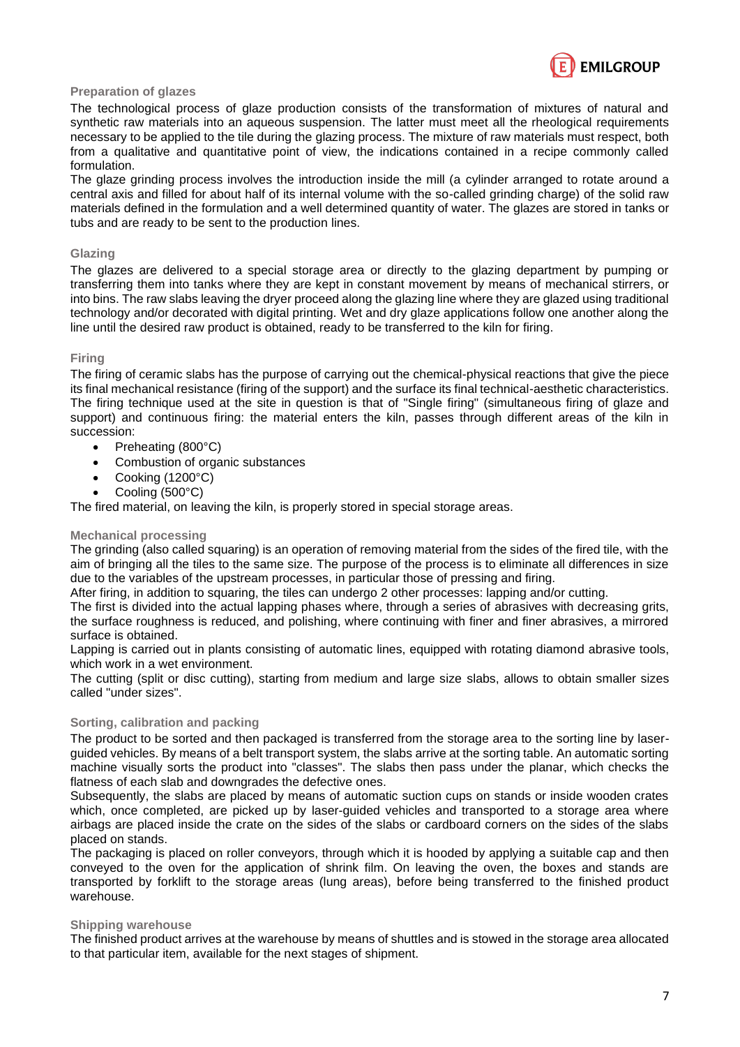### Preparation of glazes

The technological process of glaze production consists of the transformation of mixtures of natural and synthetic raw materials into an aqueous suspension. The latter must meet all the rheological requirements necessary to be applied to the tile during the glazing process. The mixture of raw materials must respect, both from a qualitative and quantitative point of view, the indications contained in a recipe commonly called formulation.

The glaze grinding process involves the introduction inside the mill (a cylinder arranged to rotate around a central axis and filled for about half of its internal volume with the so-called grinding charge) of the solid raw materials defined in the formulation and a well determined quantity of water. The glazes are stored in tanks or tubs and are ready to be sent to the production lines.

### Glazing

The glazes are delivered to a special storage area or directly to the glazing department by pumping or transferring them into tanks where they are kept in constant movement by means of mechanical stirrers, or into bins. The raw slabs leaving the dryer proceed along the glazing line where they are glazed using traditional technology and/or decorated with digital printing. Wet and dry glaze applications follow one another along the line until the desired raw product is obtained, ready to be transferred to the kiln for firing.

### Firing

The firing of ceramic slabs has the purpose of carrying out the chemical-physical reactions that give the piece its final mechanical resistance (firing of the support) and the surface its final technical-aesthetic characteristics. The firing technique used at the site in question is that of "Single firing" (simultaneous firing of glaze and support) and continuous firing: the material enters the kiln, passes through different areas of the kiln in succession:

- Preheating (800°C)
- Combustion of organic substances
- Cooking (1200°C)
- Cooling (500°C)

The fired material, on leaving the kiln, is properly stored in special storage areas.

### Mechanical processing

The grinding (also called squaring) is an operation of removing material from the sides of the fired tile, with the aim of bringing all the tiles to the same size. The purpose of the process is to eliminate all differences in size due to the variables of the upstream processes, in particular those of pressing and firing.

After firing, in addition to squaring, the tiles can undergo 2 other processes: lapping and/or cutting.

The first is divided into the actual lapping phases where, through a series of abrasives with decreasing grits, the surface roughness is reduced, and polishing, where continuing with finer and finer abrasives, a mirrored surface is obtained.

Lapping is carried out in plants consisting of automatic lines, equipped with rotating diamond abrasive tools, which work in a wet environment.

The cutting (split or disc cutting), starting from medium and large size slabs, allows to obtain smaller sizes called "under sizes".

### Sorting, calibration and packing

The product to be sorted and then packaged is transferred from the storage area to the sorting line by laser-guided vehicles. By means of a belt transport system, the slabs arrive at the sorting table. An automatic sorting machine visually sorts the product into "classes". The slabs then pass under the planar, which checks the flatness of each slab and downgrades the defective ones.

Subsequently, the slabs are placed by means of automatic suction cups on stands or inside wooden crates which, once completed, are picked up by laser-guided vehicles and transported to a storage area where airbags are placed inside the crate on the sides of the slabs or cardboard corners on the sides of the slabs placed on stands.

The packaging is placed on roller conveyors, through which it is hooded by applying a suitable cap and then conveyed to the oven for the application of shrink film. On leaving the oven, the boxes and stands are transported by forklift to the storage areas (lung areas), before being transferred to the finished product warehouse.

### Shipping warehouse

The finished product arrives at the warehouse by means of shuttles and is stowed in the storage area allocated to that particular item, available for the next stages of shipment.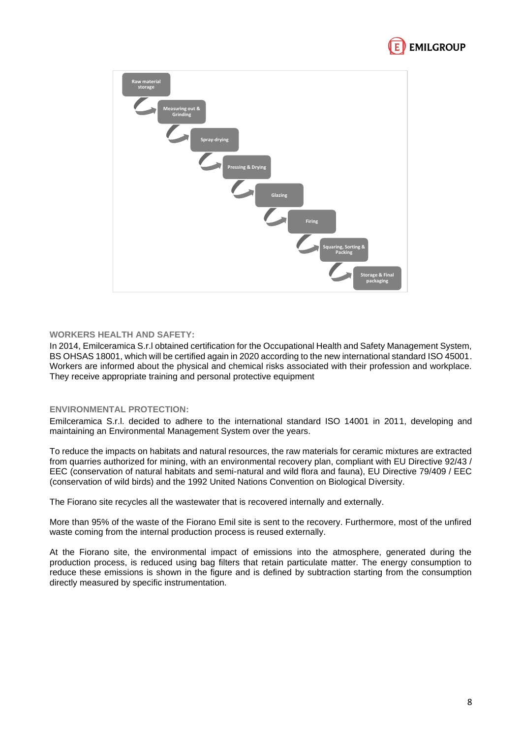Raw material storage

Measuring out & Grinding

Spray-drying

Pressing & Drying

Glazing

Firing

Squaring, Sorting & Packing

Storage & Final packaging

## WORKERS HEALTH AND SAFETY:

In 2014, Emilceramica S.r.l obtained certification for the Occupational Health and Safety Management System, BS OHSAS 18001, which will be certified again in 2020 according to the new international standard ISO 45001. Workers are informed about the physical and chemical risks associated with their profession and workplace. They receive appropriate training and personal protective equipment

## ENVIRONMENTAL PROTECTION:

Emilceramica S.r.l. decided to adhere to the international standard ISO 14001 in 2011, developing and maintaining an Environmental Management System over the years.

To reduce the impacts on habitats and natural resources, the raw materials for ceramic mixtures are extracted from quarries authorized for mining, with an environmental recovery plan, compliant with EU Directive 92/43 / EEC (conservation of natural habitats and semi-natural and wild flora and fauna), EU Directive 79/409 / EEC (conservation of wild birds) and the 1992 United Nations Convention on Biological Diversity.

The Fiorano site recycles all the wastewater that is recovered internally and externally.

More than 95% of the waste of the Fiorano Emil site is sent to the recovery. Furthermore, most of the unfired waste coming from the internal production process is reused externally.

At the Fiorano site, the environmental impact of emissions into the atmosphere, generated during the production process, is reduced using bag filters that retain particulate matter. The energy consumption to reduce these emissions is shown in the figure and is defined by subtraction starting from the consumption directly measured by specific instrumentation.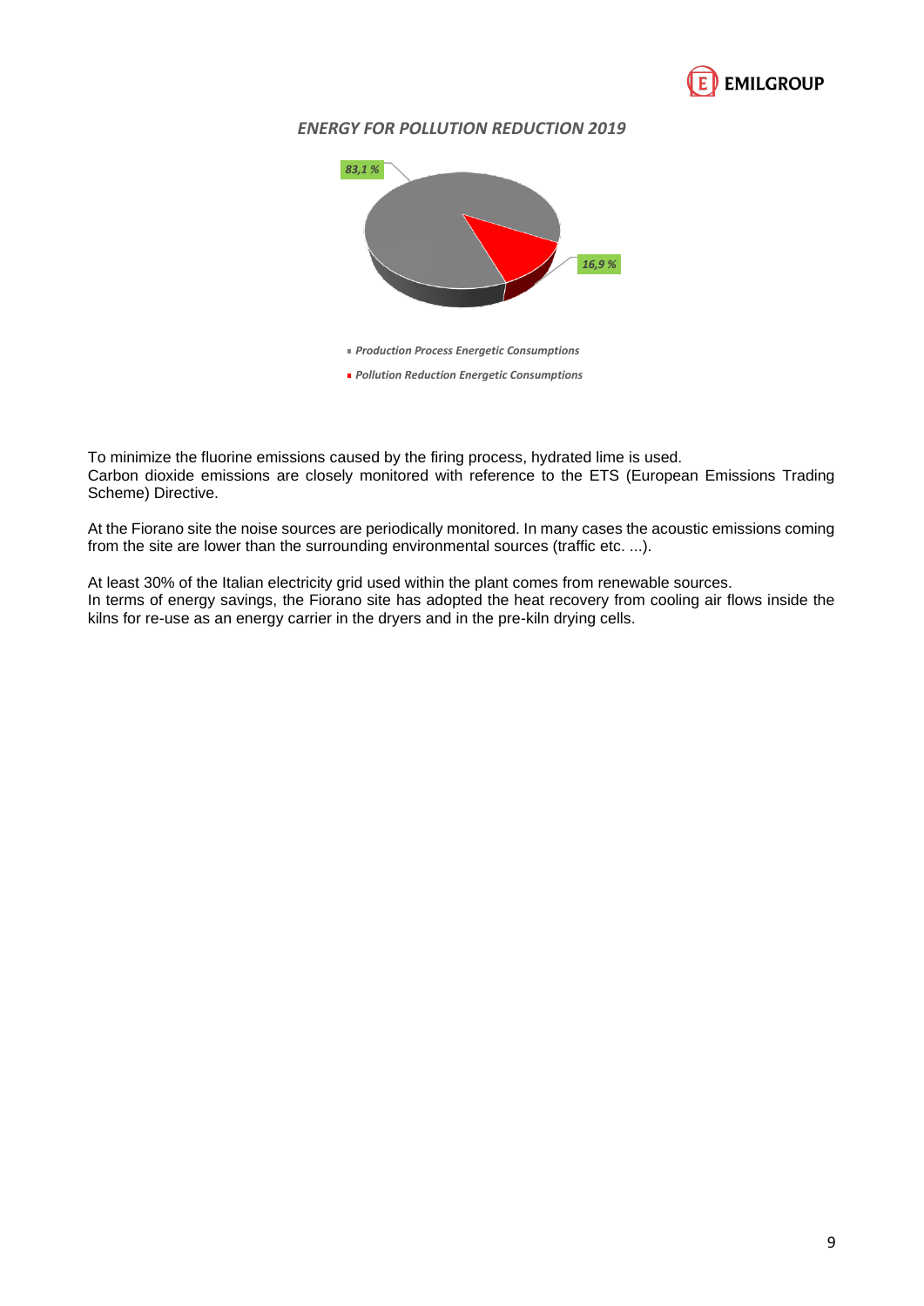*ENERGY FOR POLLUTION REDUCTION 2019*

83,1 %

16,9 %

- *Production Process Energetic Consumptions*
- *Pollution Reduction Energetic Consumptions*

To minimize the fluorine emissions caused by the firing process, hydrated lime is used.
Carbon dioxide emissions are closely monitored with reference to the ETS (European Emissions Trading Scheme) Directive.

At the Fiorano site the noise sources are periodically monitored. In many cases the acoustic emissions coming from the site are lower than the surrounding environmental sources (traffic etc. ...).

At least 30% of the Italian electricity grid used within the plant comes from renewable sources.
In terms of energy savings, the Fiorano site has adopted the heat recovery from cooling air flows inside the kilns for re-use as an energy carrier in the dryers and in the pre-kiln drying cells.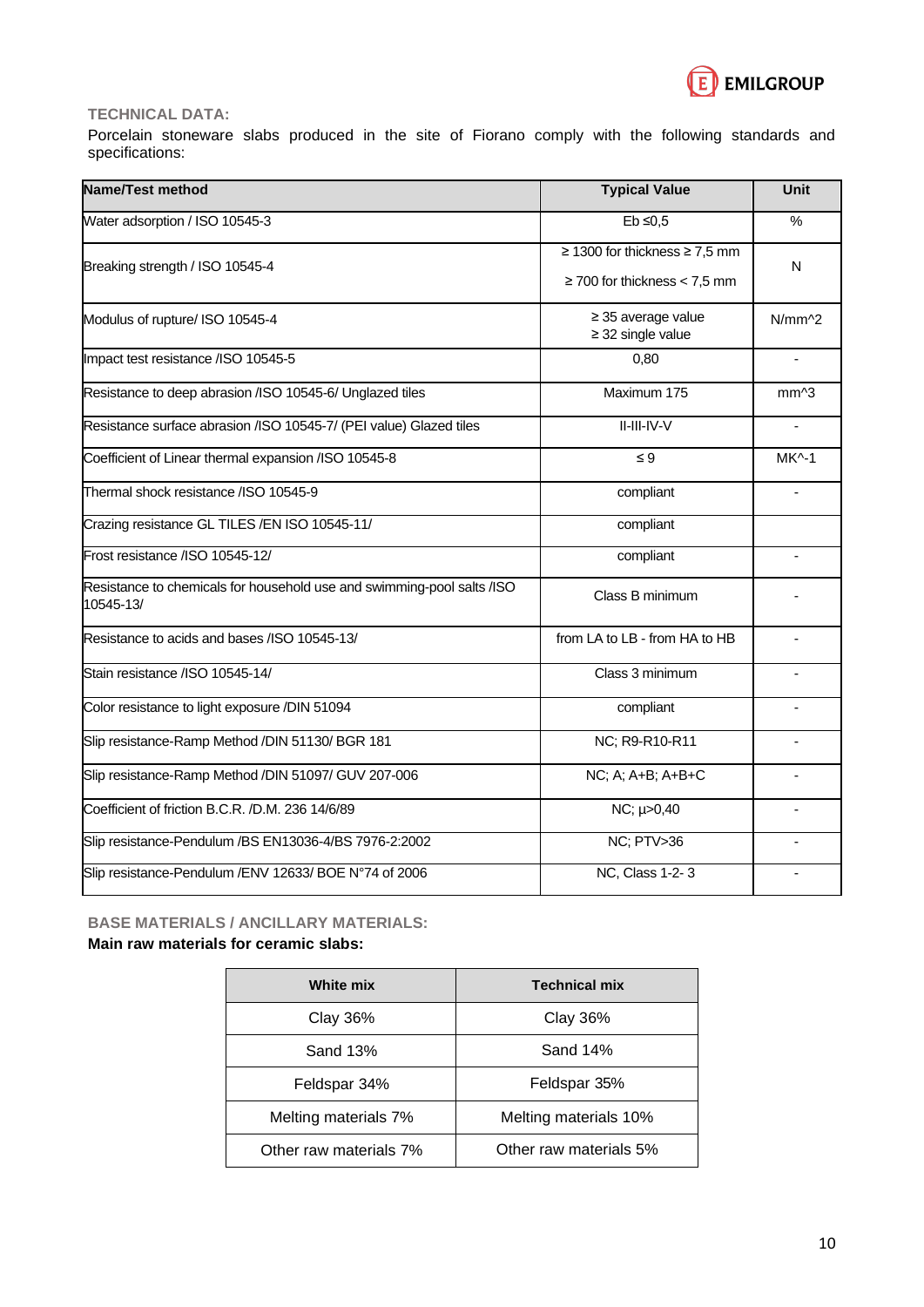## TECHNICAL DATA:

Porcelain stoneware slabs produced in the site of Fiorano comply with the following standards and specifications:

| Name/Test method | Typical Value | Unit |
|---|---|---|
| Water adsorption / ISO 10545-3 | Eb ≤0,5 | % |
| Breaking strength / ISO 10545-4 | ≥ 1300 for thickness ≥ 7,5 mm<br>≥ 700 for thickness < 7,5 mm | N |
| Modulus of rupture/ ISO 10545-4 | ≥ 35 average value<br>≥ 32 single value | N/mm^2 |
| Impact test resistance /ISO 10545-5 | 0,80 | - |
| Resistance to deep abrasion /ISO 10545-6/ Unglazed tiles | Maximum 175 | mm^3 |
| Resistance surface abrasion /ISO 10545-7/ (PEI value) Glazed tiles | II-III-IV-V | - |
| Coefficient of Linear thermal expansion /ISO 10545-8 | ≤ 9 | MK^-1 |
| Thermal shock resistance /ISO 10545-9 | compliant | - |
| Crazing resistance GL TILES /EN ISO 10545-11/ | compliant | |
| Frost resistance /ISO 10545-12/ | compliant | - |
| Resistance to chemicals for household use and swimming-pool salts /ISO 10545-13/ | Class B minimum | - |
| Resistance to acids and bases /ISO 10545-13/ | from LA to LB - from HA to HB | - |
| Stain resistance /ISO 10545-14/ | Class 3 minimum | - |
| Color resistance to light exposure /DIN 51094 | compliant | - |
| Slip resistance-Ramp Method /DIN 51130/ BGR 181 | NC; R9-R10-R11 | - |
| Slip resistance-Ramp Method /DIN 51097/ GUV 207-006 | NC; A; A+B; A+B+C | - |
| Coefficient of friction B.C.R. /D.M. 236 14/6/89 | NC; µ>0,40 | - |
| Slip resistance-Pendulum /BS EN13036-4/BS 7976-2:2002 | NC; PTV>36 | - |
| Slip resistance-Pendulum /ENV 12633/ BOE N°74 of 2006 | NC, Class 1-2- 3 | - |

## BASE MATERIALS / ANCILLARY MATERIALS:

**Main raw materials for ceramic slabs:**

| White mix | Technical mix |
|---|---|
| Clay 36% | Clay 36% |
| Sand 13% | Sand 14% |
| Feldspar 34% | Feldspar 35% |
| Melting materials 7% | Melting materials 10% |
| Other raw materials 7% | Other raw materials 5% |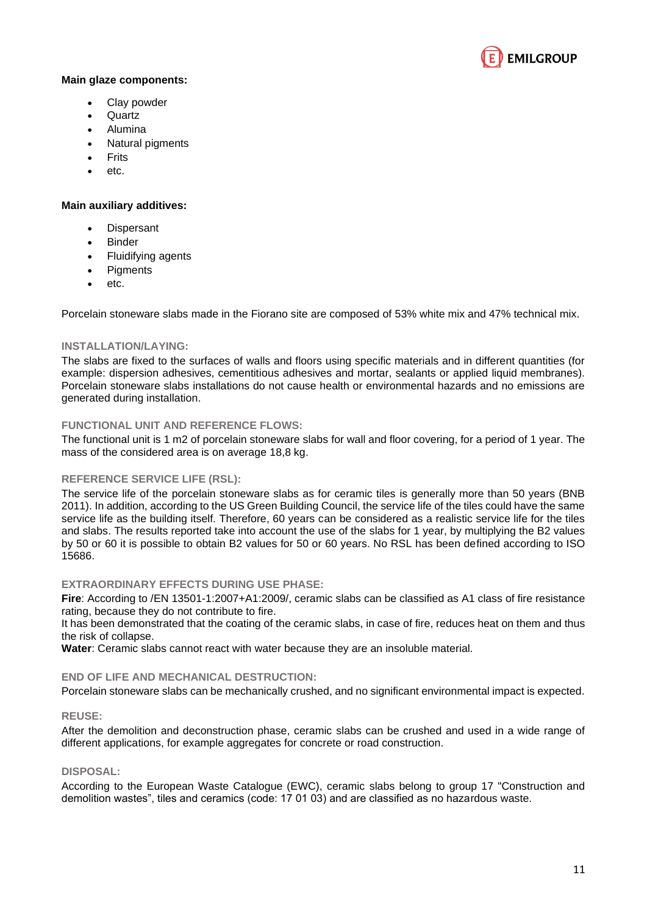**Main glaze components:**

- Clay powder
- Quartz
- Alumina
- Natural pigments
- Frits
- etc.

**Main auxiliary additives:**

- Dispersant
- Binder
- Fluidifying agents
- Pigments
- etc.

Porcelain stoneware slabs made in the Fiorano site are composed of 53% white mix and 47% technical mix.

### INSTALLATION/LAYING:

The slabs are fixed to the surfaces of walls and floors using specific materials and in different quantities (for example: dispersion adhesives, cementitious adhesives and mortar, sealants or applied liquid membranes). Porcelain stoneware slabs installations do not cause health or environmental hazards and no emissions are generated during installation.

### FUNCTIONAL UNIT AND REFERENCE FLOWS:

The functional unit is 1 m2 of porcelain stoneware slabs for wall and floor covering, for a period of 1 year. The mass of the considered area is on average 18,8 kg.

### REFERENCE SERVICE LIFE (RSL):

The service life of the porcelain stoneware slabs as for ceramic tiles is generally more than 50 years (BNB 2011). In addition, according to the US Green Building Council, the service life of the tiles could have the same service life as the building itself. Therefore, 60 years can be considered as a realistic service life for the tiles and slabs. The results reported take into account the use of the slabs for 1 year, by multiplying the B2 values by 50 or 60 it is possible to obtain B2 values for 50 or 60 years. No RSL has been defined according to ISO 15686.

### EXTRAORDINARY EFFECTS DURING USE PHASE:

**Fire**: According to /EN 13501-1:2007+A1:2009/, ceramic slabs can be classified as A1 class of fire resistance rating, because they do not contribute to fire.
It has been demonstrated that the coating of the ceramic slabs, in case of fire, reduces heat on them and thus the risk of collapse.
**Water**: Ceramic slabs cannot react with water because they are an insoluble material.

### END OF LIFE AND MECHANICAL DESTRUCTION:

Porcelain stoneware slabs can be mechanically crushed, and no significant environmental impact is expected.

### REUSE:

After the demolition and deconstruction phase, ceramic slabs can be crushed and used in a wide range of different applications, for example aggregates for concrete or road construction.

### DISPOSAL:

According to the European Waste Catalogue (EWC), ceramic slabs belong to group 17 "Construction and demolition wastes", tiles and ceramics (code: 17 01 03) and are classified as no hazardous waste.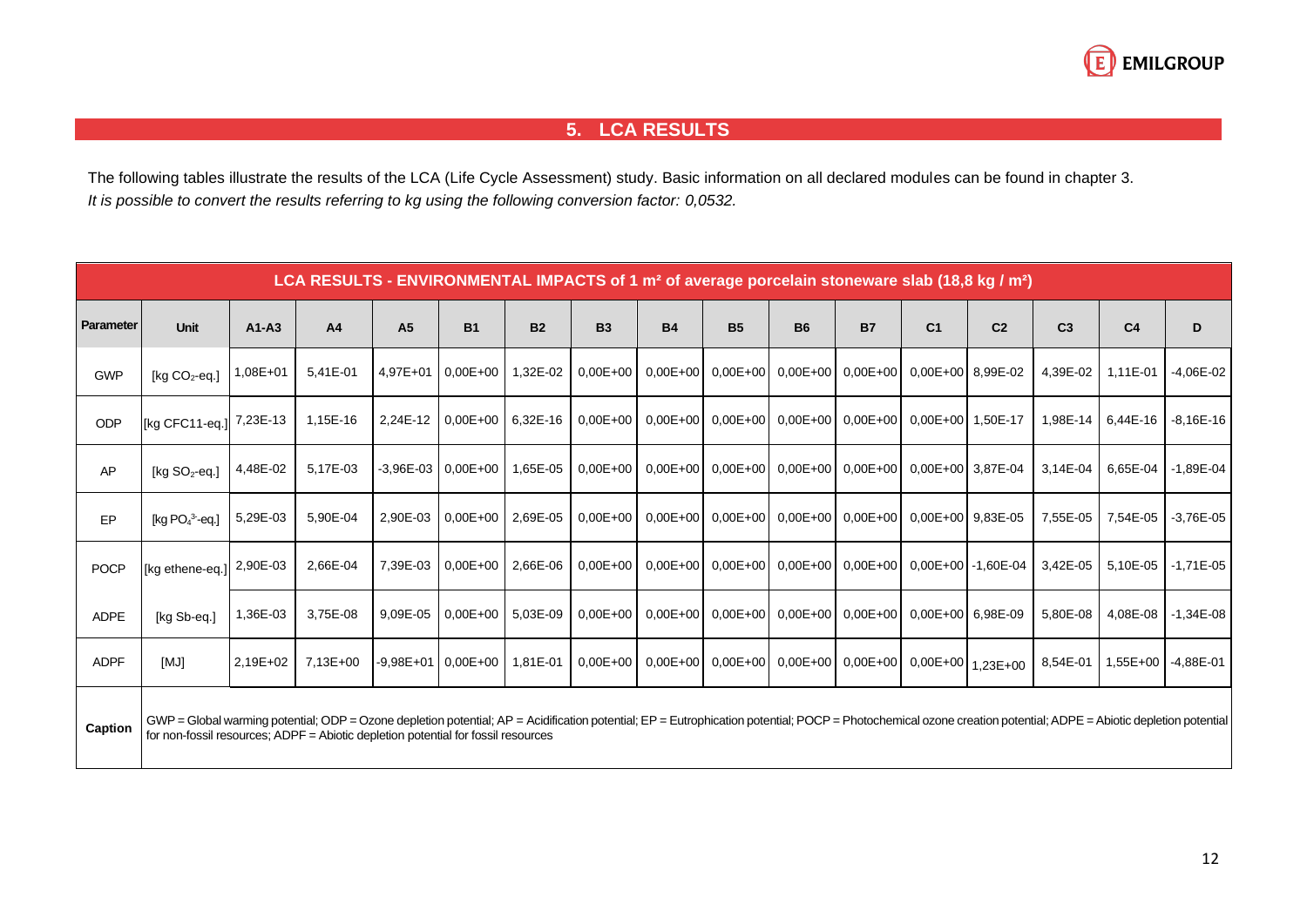## 5. LCA RESULTS

The following tables illustrate the results of the LCA (Life Cycle Assessment) study. Basic information on all declared modules can be found in chapter 3.
*It is possible to convert the results referring to kg using the following conversion factor: 0,0532.*

| LCA RESULTS - ENVIRONMENTAL IMPACTS of 1 m² of average porcelain stoneware slab (18,8 kg / m²) | | | | | | | | | | | | | | | | | |
|---|---|---|---|---|---|---|---|---|---|---|---|---|---|---|---|---|---|
| **Parameter** | **Unit** | **A1-A3** | **A4** | **A5** | **B1** | **B2** | **B3** | **B4** | **B5** | **B6** | **B7** | **C1** | **C2** | **C3** | **C4** | **D** |
| GWP | [kg $CO_2$-eq.] | 1,08E+01 | 5,41E-01 | 4,97E+01 | 0,00E+00 | 1,32E-02 | 0,00E+00 | 0,00E+00 | 0,00E+00 | 0,00E+00 | 0,00E+00 | 0,00E+00 | 8,99E-02 | 4,39E-02 | 1,11E-01 | -4,06E-02 |
| ODP | [kg CFC11-eq.] | 7,23E-13 | 1,15E-16 | 2,24E-12 | 0,00E+00 | 6,32E-16 | 0,00E+00 | 0,00E+00 | 0,00E+00 | 0,00E+00 | 0,00E+00 | 0,00E+00 | 1,50E-17 | 1,98E-14 | 6,44E-16 | -8,16E-16 |
| AP | [kg $SO_2$-eq.] | 4,48E-02 | 5,17E-03 | -3,96E-03 | 0,00E+00 | 1,65E-05 | 0,00E+00 | 0,00E+00 | 0,00E+00 | 0,00E+00 | 0,00E+00 | 0,00E+00 | 3,87E-04 | 3,14E-04 | 6,65E-04 | -1,89E-04 |
| EP | [kg $PO_4^{3-}$-eq.] | 5,29E-03 | 5,90E-04 | 2,90E-03 | 0,00E+00 | 2,69E-05 | 0,00E+00 | 0,00E+00 | 0,00E+00 | 0,00E+00 | 0,00E+00 | 0,00E+00 | 9,83E-05 | 7,55E-05 | 7,54E-05 | -3,76E-05 |
| POCP | [kg ethene-eq.] | 2,90E-03 | 2,66E-04 | 7,39E-03 | 0,00E+00 | 2,66E-06 | 0,00E+00 | 0,00E+00 | 0,00E+00 | 0,00E+00 | 0,00E+00 | 0,00E+00 | -1,60E-04 | 3,42E-05 | 5,10E-05 | -1,71E-05 |
| ADPE | [kg Sb-eq.] | 1,36E-03 | 3,75E-08 | 9,09E-05 | 0,00E+00 | 5,03E-09 | 0,00E+00 | 0,00E+00 | 0,00E+00 | 0,00E+00 | 0,00E+00 | 0,00E+00 | 6,98E-09 | 5,80E-08 | 4,08E-08 | -1,34E-08 |
| ADPF | [MJ] | 2,19E+02 | 7,13E+00 | -9,98E+01 | 0,00E+00 | 1,81E-01 | 0,00E+00 | 0,00E+00 | 0,00E+00 | 0,00E+00 | 0,00E+00 | 0,00E+00 | 1,23E+00 | 8,54E-01 | 1,55E+00 | -4,88E-01 |
| **Caption** | GWP = Global warming potential; ODP = Ozone depletion potential; AP = Acidification potential; EP = Eutrophication potential; POCP = Photochemical ozone creation potential; ADPE = Abiotic depletion potential for non-fossil resources; ADPF = Abiotic depletion potential for fossil resources | | | | | | | | | | | | | | | |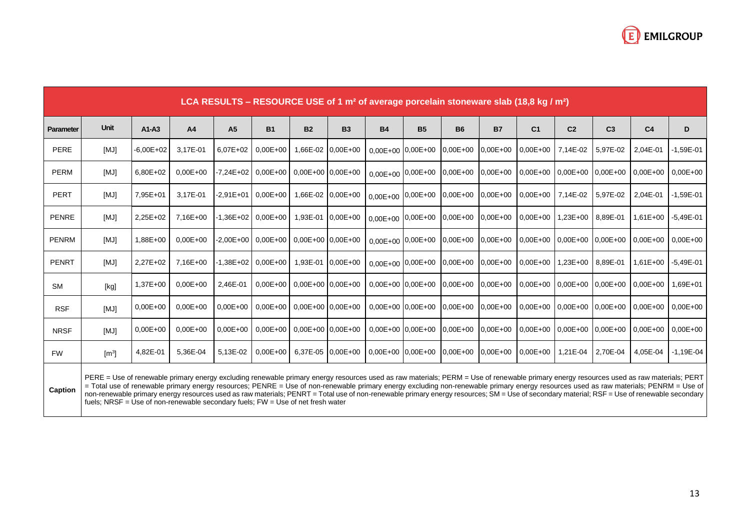| LCA RESULTS – RESOURCE USE of 1 m² of average porcelain stoneware slab (18,8 kg / m²) | | | | | | | | | | | | | | | | | |
|---|---|---|---|---|---|---|---|---|---|---|---|---|---|---|---|---|---|
| **Parameter** | **Unit** | **A1-A3** | **A4** | **A5** | **B1** | **B2** | **B3** | **B4** | **B5** | **B6** | **B7** | **C1** | **C2** | **C3** | **C4** | **D** |
| PERE | [MJ] | -6,00E+02 | 3,17E-01 | 6,07E+02 | 0,00E+00 | 1,66E-02 | 0,00E+00 | 0,00E+00 | 0,00E+00 | 0,00E+00 | 0,00E+00 | 0,00E+00 | 7,14E-02 | 5,97E-02 | 2,04E-01 | -1,59E-01 |
| PERM | [MJ] | 6,80E+02 | 0,00E+00 | -7,24E+02 | 0,00E+00 | 0,00E+00 | 0,00E+00 | 0,00E+00 | 0,00E+00 | 0,00E+00 | 0,00E+00 | 0,00E+00 | 0,00E+00 | 0,00E+00 | 0,00E+00 | 0,00E+00 |
| PERT | [MJ] | 7,95E+01 | 3,17E-01 | -2,91E+01 | 0,00E+00 | 1,66E-02 | 0,00E+00 | 0,00E+00 | 0,00E+00 | 0,00E+00 | 0,00E+00 | 0,00E+00 | 7,14E-02 | 5,97E-02 | 2,04E-01 | -1,59E-01 |
| PENRE | [MJ] | 2,25E+02 | 7,16E+00 | -1,36E+02 | 0,00E+00 | 1,93E-01 | 0,00E+00 | 0,00E+00 | 0,00E+00 | 0,00E+00 | 0,00E+00 | 0,00E+00 | 1,23E+00 | 8,89E-01 | 1,61E+00 | -5,49E-01 |
| PENRM | [MJ] | 1,88E+00 | 0,00E+00 | -2,00E+00 | 0,00E+00 | 0,00E+00 | 0,00E+00 | 0,00E+00 | 0,00E+00 | 0,00E+00 | 0,00E+00 | 0,00E+00 | 0,00E+00 | 0,00E+00 | 0,00E+00 | 0,00E+00 |
| PENRT | [MJ] | 2,27E+02 | 7,16E+00 | -1,38E+02 | 0,00E+00 | 1,93E-01 | 0,00E+00 | 0,00E+00 | 0,00E+00 | 0,00E+00 | 0,00E+00 | 0,00E+00 | 1,23E+00 | 8,89E-01 | 1,61E+00 | -5,49E-01 |
| SM | [kg] | 1,37E+00 | 0,00E+00 | 2,46E-01 | 0,00E+00 | 0,00E+00 | 0,00E+00 | 0,00E+00 | 0,00E+00 | 0,00E+00 | 0,00E+00 | 0,00E+00 | 0,00E+00 | 0,00E+00 | 0,00E+00 | 1,69E+01 |
| RSF | [MJ] | 0,00E+00 | 0,00E+00 | 0,00E+00 | 0,00E+00 | 0,00E+00 | 0,00E+00 | 0,00E+00 | 0,00E+00 | 0,00E+00 | 0,00E+00 | 0,00E+00 | 0,00E+00 | 0,00E+00 | 0,00E+00 | 0,00E+00 |
| NRSF | [MJ] | 0,00E+00 | 0,00E+00 | 0,00E+00 | 0,00E+00 | 0,00E+00 | 0,00E+00 | 0,00E+00 | 0,00E+00 | 0,00E+00 | 0,00E+00 | 0,00E+00 | 0,00E+00 | 0,00E+00 | 0,00E+00 | 0,00E+00 |
| FW | [m³] | 4,82E-01 | 5,36E-04 | 5,13E-02 | 0,00E+00 | 6,37E-05 | 0,00E+00 | 0,00E+00 | 0,00E+00 | 0,00E+00 | 0,00E+00 | 0,00E+00 | 1,21E-04 | 2,70E-04 | 4,05E-04 | -1,19E-04 |
| **Caption** | PERE = Use of renewable primary energy excluding renewable primary energy resources used as raw materials; PERM = Use of renewable primary energy resources used as raw materials; PERT = Total use of renewable primary energy resources; PENRE = Use of non-renewable primary energy excluding non-renewable primary energy resources used as raw materials; PENRM = Use of non-renewable primary energy resources used as raw materials; PENRT = Total use of non-renewable primary energy resources; SM = Use of secondary material; RSF = Use of renewable secondary fuels; NRSF = Use of non-renewable secondary fuels; FW = Use of net fresh water | | | | | | | | | | | | | | | | |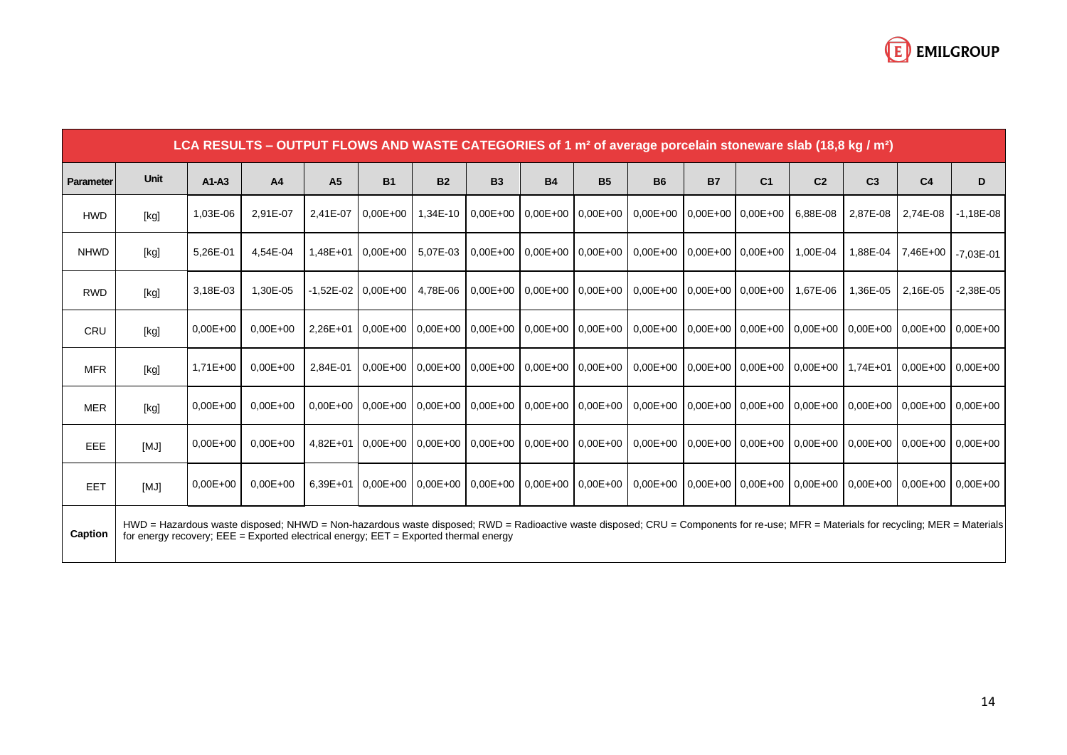| LCA RESULTS – OUTPUT FLOWS AND WASTE CATEGORIES of 1 m² of average porcelain stoneware slab (18,8 kg / m²) | | | | | | | | | | | | | | | | |
|---|---|---|---|---|---|---|---|---|---|---|---|---|---|---|---|---|
| **Parameter** | **Unit** | **A1-A3** | **A4** | **A5** | **B1** | **B2** | **B3** | **B4** | **B5** | **B6** | **B7** | **C1** | **C2** | **C3** | **C4** | **D** |
| HWD | [kg] | 1,03E-06 | 2,91E-07 | 2,41E-07 | 0,00E+00 | 1,34E-10 | 0,00E+00 | 0,00E+00 | 0,00E+00 | 0,00E+00 | 0,00E+00 | 0,00E+00 | 6,88E-08 | 2,87E-08 | 2,74E-08 | -1,18E-08 |
| NHWD | [kg] | 5,26E-01 | 4,54E-04 | 1,48E+01 | 0,00E+00 | 5,07E-03 | 0,00E+00 | 0,00E+00 | 0,00E+00 | 0,00E+00 | 0,00E+00 | 0,00E+00 | 1,00E-04 | 1,88E-04 | 7,46E+00 | -7,03E-01 |
| RWD | [kg] | 3,18E-03 | 1,30E-05 | -1,52E-02 | 0,00E+00 | 4,78E-06 | 0,00E+00 | 0,00E+00 | 0,00E+00 | 0,00E+00 | 0,00E+00 | 0,00E+00 | 1,67E-06 | 1,36E-05 | 2,16E-05 | -2,38E-05 |
| CRU | [kg] | 0,00E+00 | 0,00E+00 | 2,26E+01 | 0,00E+00 | 0,00E+00 | 0,00E+00 | 0,00E+00 | 0,00E+00 | 0,00E+00 | 0,00E+00 | 0,00E+00 | 0,00E+00 | 0,00E+00 | 0,00E+00 | 0,00E+00 |
| MFR | [kg] | 1,71E+00 | 0,00E+00 | 2,84E-01 | 0,00E+00 | 0,00E+00 | 0,00E+00 | 0,00E+00 | 0,00E+00 | 0,00E+00 | 0,00E+00 | 0,00E+00 | 0,00E+00 | 1,74E+01 | 0,00E+00 | 0,00E+00 |
| MER | [kg] | 0,00E+00 | 0,00E+00 | 0,00E+00 | 0,00E+00 | 0,00E+00 | 0,00E+00 | 0,00E+00 | 0,00E+00 | 0,00E+00 | 0,00E+00 | 0,00E+00 | 0,00E+00 | 0,00E+00 | 0,00E+00 | 0,00E+00 |
| EEE | [MJ] | 0,00E+00 | 0,00E+00 | 4,82E+01 | 0,00E+00 | 0,00E+00 | 0,00E+00 | 0,00E+00 | 0,00E+00 | 0,00E+00 | 0,00E+00 | 0,00E+00 | 0,00E+00 | 0,00E+00 | 0,00E+00 | 0,00E+00 |
| EET | [MJ] | 0,00E+00 | 0,00E+00 | 6,39E+01 | 0,00E+00 | 0,00E+00 | 0,00E+00 | 0,00E+00 | 0,00E+00 | 0,00E+00 | 0,00E+00 | 0,00E+00 | 0,00E+00 | 0,00E+00 | 0,00E+00 | 0,00E+00 |
| **Caption** | HWD = Hazardous waste disposed; NHWD = Non-hazardous waste disposed; RWD = Radioactive waste disposed; CRU = Components for re-use; MFR = Materials for recycling; MER = Materials for energy recovery; EEE = Exported electrical energy; EET = Exported thermal energy | | | | | | | | | | | | | | | |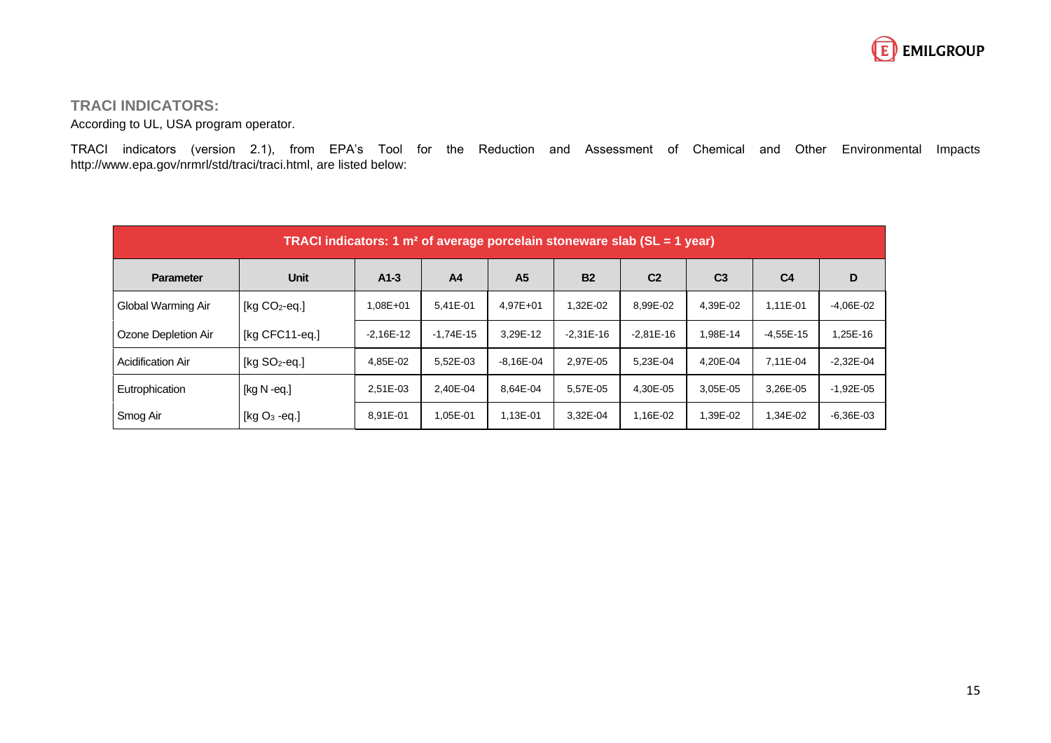## TRACI INDICATORS:

According to UL, USA program operator.

TRACI indicators (version 2.1), from EPA's Tool for the Reduction and Assessment of Chemical and Other Environmental Impacts http://www.epa.gov/nrmrl/std/traci/traci.html, are listed below:

| TRACI indicators: 1 m² of average porcelain stoneware slab (SL = 1 year) | | | | | | | | | |
|---|---|---|---|---|---|---|---|---|---|
| **Parameter** | **Unit** | **A1-3** | **A4** | **A5** | **B2** | **C2** | **C3** | **C4** | **D** |
| Global Warming Air | [kg $CO_2$-eq.] | 1,08E+01 | 5,41E-01 | 4,97E+01 | 1,32E-02 | 8,99E-02 | 4,39E-02 | 1,11E-01 | -4,06E-02 |
| Ozone Depletion Air | [kg CFC11-eq.] | -2,16E-12 | -1,74E-15 | 3,29E-12 | -2,31E-16 | -2,81E-16 | 1,98E-14 | -4,55E-15 | 1,25E-16 |
| Acidification Air | [kg $SO_2$-eq.] | 4,85E-02 | 5,52E-03 | -8,16E-04 | 2,97E-05 | 5,23E-04 | 4,20E-04 | 7,11E-04 | -2,32E-04 |
| Eutrophication | [kg N -eq.] | 2,51E-03 | 2,40E-04 | 8,64E-04 | 5,57E-05 | 4,30E-05 | 3,05E-05 | 3,26E-05 | -1,92E-05 |
| Smog Air | [kg $O_3$ -eq.] | 8,91E-01 | 1,05E-01 | 1,13E-01 | 3,32E-04 | 1,16E-02 | 1,39E-02 | 1,34E-02 | -6,36E-03 |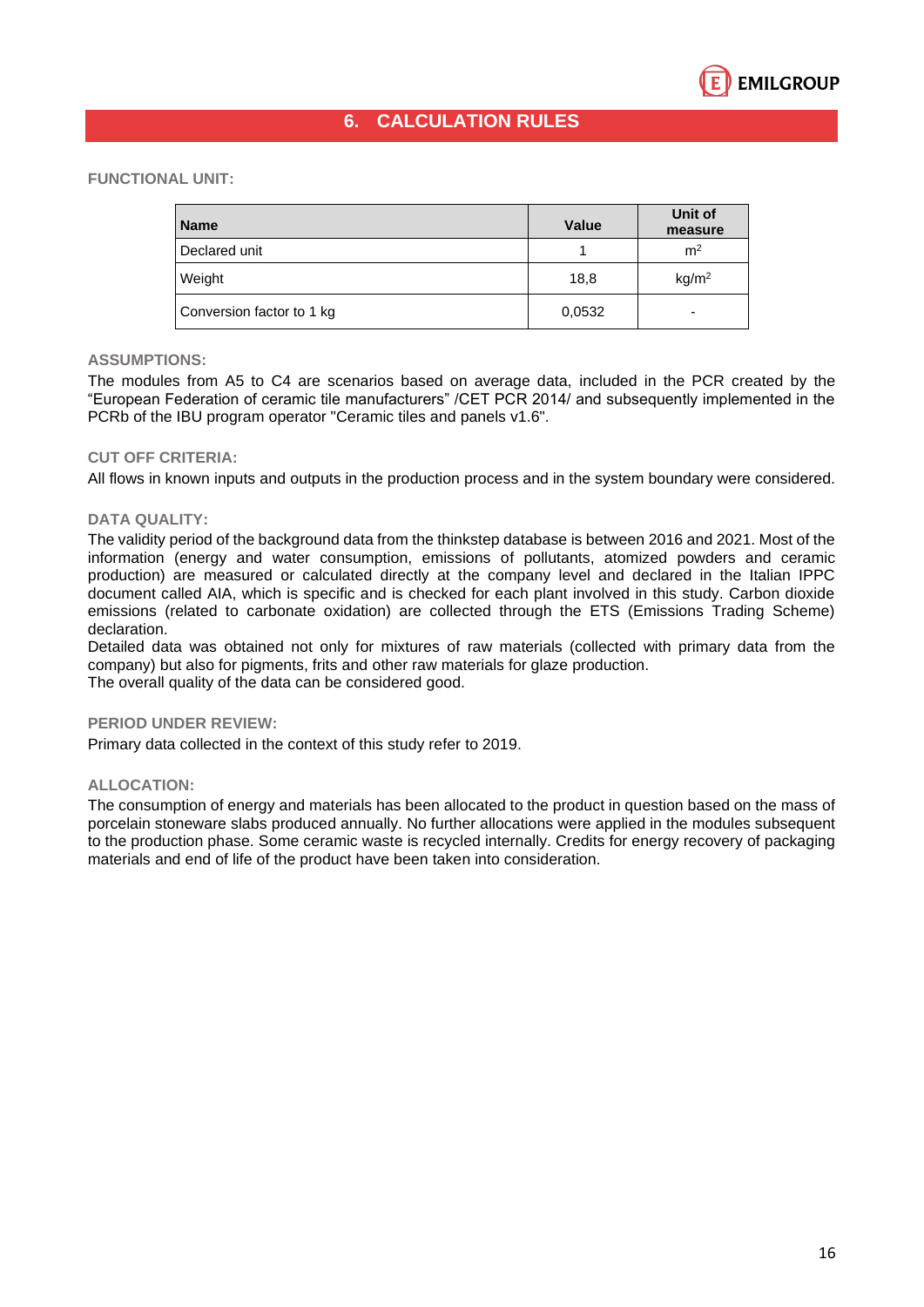## 6. CALCULATION RULES

**FUNCTIONAL UNIT:**

| Name | Value | Unit of measure |
|---|---|---|
| Declared unit | 1 | $m^2$ |
| Weight | 18,8 | $kg/m^2$ |
| Conversion factor to 1 kg | 0,0532 | - |

**ASSUMPTIONS:**

The modules from A5 to C4 are scenarios based on average data, included in the PCR created by the "European Federation of ceramic tile manufacturers" /CET PCR 2014/ and subsequently implemented in the PCRb of the IBU program operator "Ceramic tiles and panels v1.6".

**CUT OFF CRITERIA:**

All flows in known inputs and outputs in the production process and in the system boundary were considered.

**DATA QUALITY:**

The validity period of the background data from the thinkstep database is between 2016 and 2021. Most of the information (energy and water consumption, emissions of pollutants, atomized powders and ceramic production) are measured or calculated directly at the company level and declared in the Italian IPPC document called AIA, which is specific and is checked for each plant involved in this study. Carbon dioxide emissions (related to carbonate oxidation) are collected through the ETS (Emissions Trading Scheme) declaration.

Detailed data was obtained not only for mixtures of raw materials (collected with primary data from the company) but also for pigments, frits and other raw materials for glaze production.

The overall quality of the data can be considered good.

**PERIOD UNDER REVIEW:**

Primary data collected in the context of this study refer to 2019.

**ALLOCATION:**

The consumption of energy and materials has been allocated to the product in question based on the mass of porcelain stoneware slabs produced annually. No further allocations were applied in the modules subsequent to the production phase. Some ceramic waste is recycled internally. Credits for energy recovery of packaging materials and end of life of the product have been taken into consideration.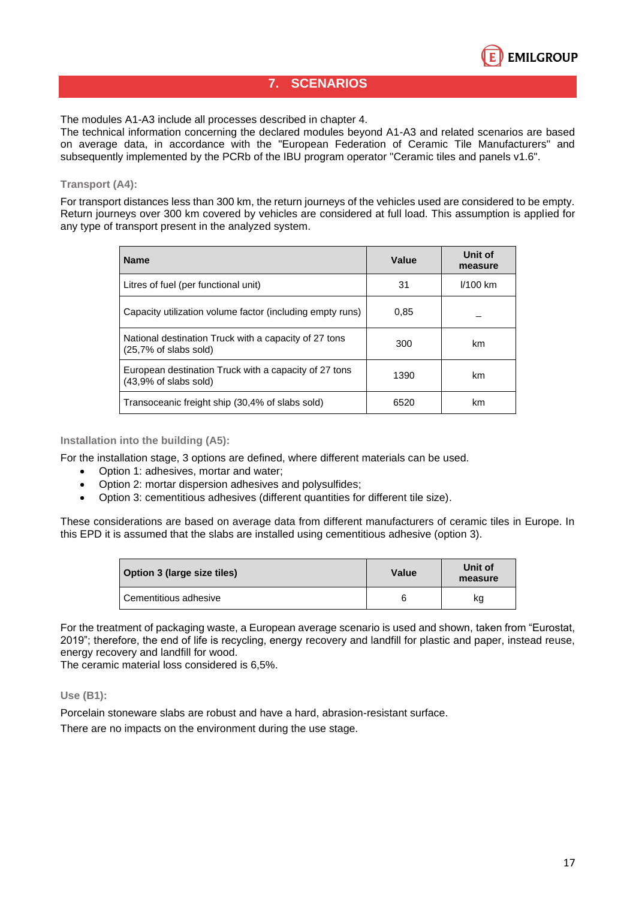## 7. SCENARIOS

The modules A1-A3 include all processes described in chapter 4.
The technical information concerning the declared modules beyond A1-A3 and related scenarios are based on average data, in accordance with the "European Federation of Ceramic Tile Manufacturers" and subsequently implemented by the PCRb of the IBU program operator "Ceramic tiles and panels v1.6".

### Transport (A4):

For transport distances less than 300 km, the return journeys of the vehicles used are considered to be empty. Return journeys over 300 km covered by vehicles are considered at full load. This assumption is applied for any type of transport present in the analyzed system.

| Name | Value | Unit of measure |
|---|---|---|
| Litres of fuel (per functional unit) | 31 | l/100 km |
| Capacity utilization volume factor (including empty runs) | 0,85 | _ |
| National destination Truck with a capacity of 27 tons (25,7% of slabs sold) | 300 | km |
| European destination Truck with a capacity of 27 tons (43,9% of slabs sold) | 1390 | km |
| Transoceanic freight ship (30,4% of slabs sold) | 6520 | km |

### Installation into the building (A5):

For the installation stage, 3 options are defined, where different materials can be used.

- Option 1: adhesives, mortar and water;
- Option 2: mortar dispersion adhesives and polysulfides;
- Option 3: cementitious adhesives (different quantities for different tile size).

These considerations are based on average data from different manufacturers of ceramic tiles in Europe. In this EPD it is assumed that the slabs are installed using cementitious adhesive (option 3).

| Option 3 (large size tiles) | Value | Unit of measure |
|---|---|---|
| Cementitious adhesive | 6 | kg |

For the treatment of packaging waste, a European average scenario is used and shown, taken from "Eurostat, 2019"; therefore, the end of life is recycling, energy recovery and landfill for plastic and paper, instead reuse, energy recovery and landfill for wood.
The ceramic material loss considered is 6,5%.

### Use (B1):

Porcelain stoneware slabs are robust and have a hard, abrasion-resistant surface.

There are no impacts on the environment during the use stage.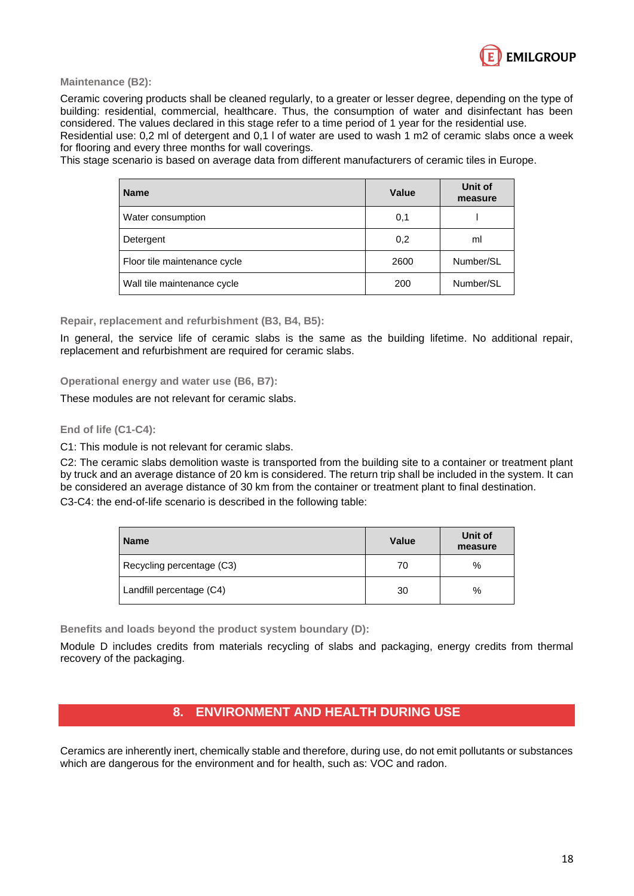**Maintenance (B2):**

Ceramic covering products shall be cleaned regularly, to a greater or lesser degree, depending on the type of building: residential, commercial, healthcare. Thus, the consumption of water and disinfectant has been considered. The values declared in this stage refer to a time period of 1 year for the residential use.
Residential use: 0,2 ml of detergent and 0,1 l of water are used to wash 1 m2 of ceramic slabs once a week for flooring and every three months for wall coverings.
This stage scenario is based on average data from different manufacturers of ceramic tiles in Europe.

| Name | Value | Unit of measure |
|---|---|---|
| Water consumption | 0,1 | l |
| Detergent | 0,2 | ml |
| Floor tile maintenance cycle | 2600 | Number/SL |
| Wall tile maintenance cycle | 200 | Number/SL |

**Repair, replacement and refurbishment (B3, B4, B5):**

In general, the service life of ceramic slabs is the same as the building lifetime. No additional repair, replacement and refurbishment are required for ceramic slabs.

**Operational energy and water use (B6, B7):**

These modules are not relevant for ceramic slabs.

**End of life (C1-C4):**

C1: This module is not relevant for ceramic slabs.

C2: The ceramic slabs demolition waste is transported from the building site to a container or treatment plant by truck and an average distance of 20 km is considered. The return trip shall be included in the system. It can be considered an average distance of 30 km from the container or treatment plant to final destination.

C3-C4: the end-of-life scenario is described in the following table:

| Name | Value | Unit of measure |
|---|---|---|
| Recycling percentage (C3) | 70 | % |
| Landfill percentage (C4) | 30 | % |

**Benefits and loads beyond the product system boundary (D):**

Module D includes credits from materials recycling of slabs and packaging, energy credits from thermal recovery of the packaging.

## 8. ENVIRONMENT AND HEALTH DURING USE

Ceramics are inherently inert, chemically stable and therefore, during use, do not emit pollutants or substances which are dangerous for the environment and for health, such as: VOC and radon.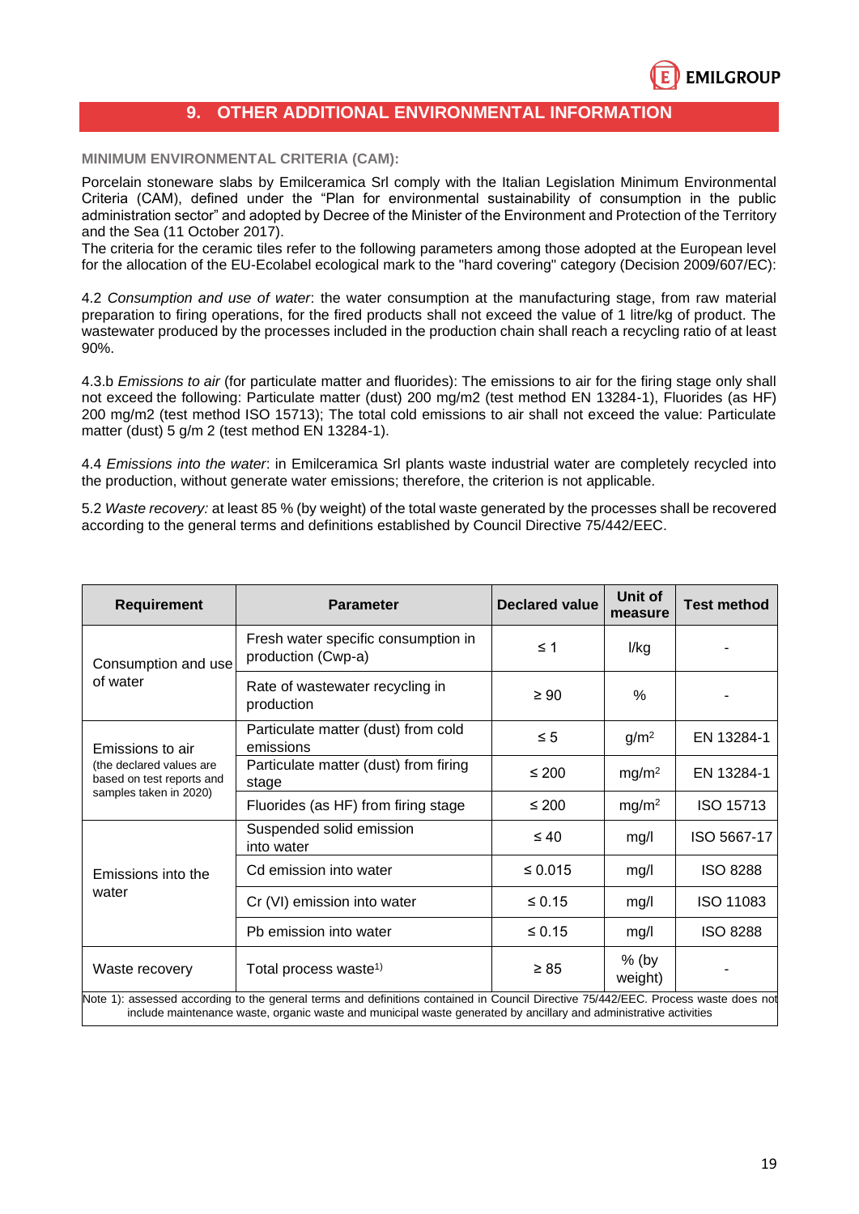## 9. OTHER ADDITIONAL ENVIRONMENTAL INFORMATION

**MINIMUM ENVIRONMENTAL CRITERIA (CAM):**

Porcelain stoneware slabs by Emilceramica Srl comply with the Italian Legislation Minimum Environmental Criteria (CAM), defined under the "Plan for environmental sustainability of consumption in the public administration sector" and adopted by Decree of the Minister of the Environment and Protection of the Territory and the Sea (11 October 2017).
The criteria for the ceramic tiles refer to the following parameters among those adopted at the European level for the allocation of the EU-Ecolabel ecological mark to the "hard covering" category (Decision 2009/607/EC):

4.2 *Consumption and use of water*: the water consumption at the manufacturing stage, from raw material preparation to firing operations, for the fired products shall not exceed the value of 1 litre/kg of product. The wastewater produced by the processes included in the production chain shall reach a recycling ratio of at least 90%.

4.3.b *Emissions to air* (for particulate matter and fluorides): The emissions to air for the firing stage only shall not exceed the following: Particulate matter (dust) 200 mg/m2 (test method EN 13284-1), Fluorides (as HF) 200 mg/m2 (test method ISO 15713); The total cold emissions to air shall not exceed the value: Particulate matter (dust) 5 g/m 2 (test method EN 13284-1).

4.4 *Emissions into the water*: in Emilceramica Srl plants waste industrial water are completely recycled into the production, without generate water emissions; therefore, the criterion is not applicable.

5.2 *Waste recovery:* at least 85 % (by weight) of the total waste generated by the processes shall be recovered according to the general terms and definitions established by Council Directive 75/442/EEC.

| Requirement | Parameter | Declared value | Unit of measure | Test method |
|---|---|---|---|---|
| Consumption and use of water | Fresh water specific consumption in production (Cwp-a) | ≤ 1 | l/kg | - |
| | Rate of wastewater recycling in production | ≥ 90 | % | - |
| Emissions to air (the declared values are based on test reports and samples taken in 2020) | Particulate matter (dust) from cold emissions | ≤ 5 | $g/m^2$ | EN 13284-1 |
| | Particulate matter (dust) from firing stage | ≤ 200 | $mg/m^2$ | EN 13284-1 |
| | Fluorides (as HF) from firing stage | ≤ 200 | $mg/m^2$ | ISO 15713 |
| Emissions into the water | Suspended solid emission into water | ≤ 40 | mg/l | ISO 5667-17 |
| | Cd emission into water | ≤ 0.015 | mg/l | ISO 8288 |
| | Cr (VI) emission into water | ≤ 0.15 | mg/l | ISO 11083 |
| | Pb emission into water | ≤ 0.15 | mg/l | ISO 8288 |
| Waste recovery | Total process waste[1)] | ≥ 85 | % (by weight) | - |

Note 1): assessed according to the general terms and definitions contained in Council Directive 75/442/EEC. Process waste does not include maintenance waste, organic waste and municipal waste generated by ancillary and administrative activities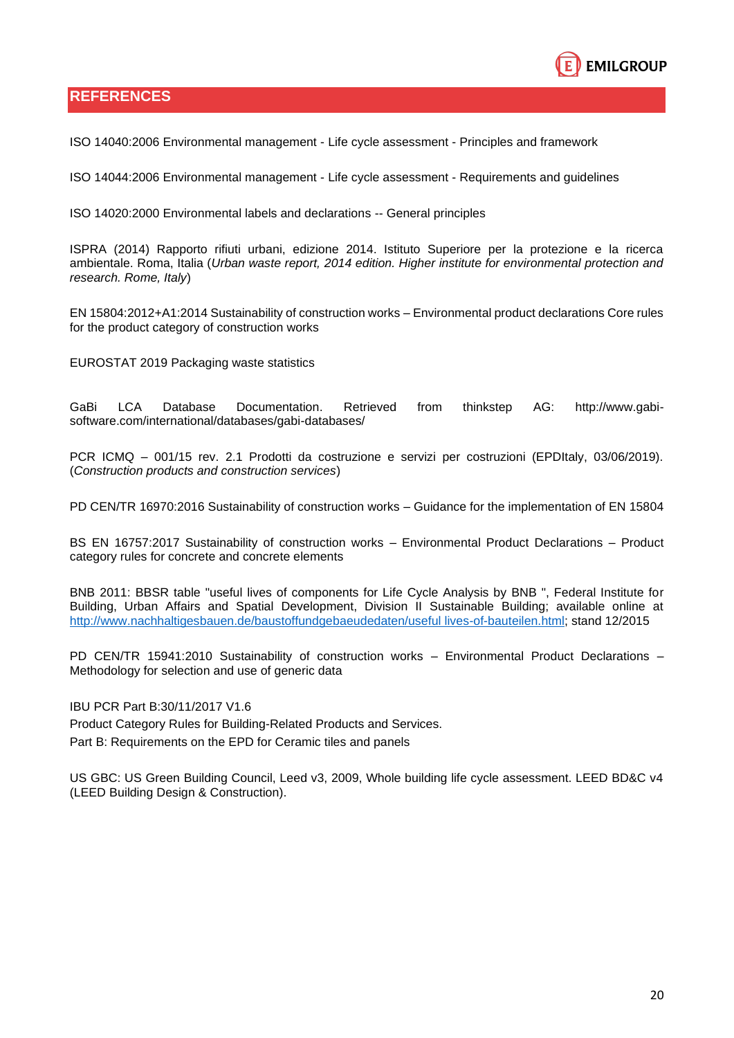## REFERENCES

ISO 14040:2006 Environmental management - Life cycle assessment - Principles and framework

ISO 14044:2006 Environmental management - Life cycle assessment - Requirements and guidelines

ISO 14020:2000 Environmental labels and declarations -- General principles

ISPRA (2014) Rapporto rifiuti urbani, edizione 2014. Istituto Superiore per la protezione e la ricerca ambientale. Roma, Italia (*Urban waste report, 2014 edition. Higher institute for environmental protection and research. Rome, Italy*)

EN 15804:2012+A1:2014 Sustainability of construction works – Environmental product declarations Core rules for the product category of construction works

EUROSTAT 2019 Packaging waste statistics

GaBi LCA Database Documentation. Retrieved from thinkstep AG: http://www.gabi-software.com/international/databases/gabi-databases/

PCR ICMQ – 001/15 rev. 2.1 Prodotti da costruzione e servizi per costruzioni (EPDItaly, 03/06/2019). (*Construction products and construction services*)

PD CEN/TR 16970:2016 Sustainability of construction works – Guidance for the implementation of EN 15804

BS EN 16757:2017 Sustainability of construction works – Environmental Product Declarations – Product category rules for concrete and concrete elements

BNB 2011: BBSR table "useful lives of components for Life Cycle Analysis by BNB ", Federal Institute for Building, Urban Affairs and Spatial Development, Division II Sustainable Building; available online at http://www.nachhaltigesbauen.de/baustoffundgebaeudedaten/useful lives-of-bauteilen.html; stand 12/2015

PD CEN/TR 15941:2010 Sustainability of construction works – Environmental Product Declarations – Methodology for selection and use of generic data

IBU PCR Part B:30/11/2017 V1.6
Product Category Rules for Building-Related Products and Services.
Part B: Requirements on the EPD for Ceramic tiles and panels

US GBC: US Green Building Council, Leed v3, 2009, Whole building life cycle assessment. LEED BD&C v4 (LEED Building Design & Construction).